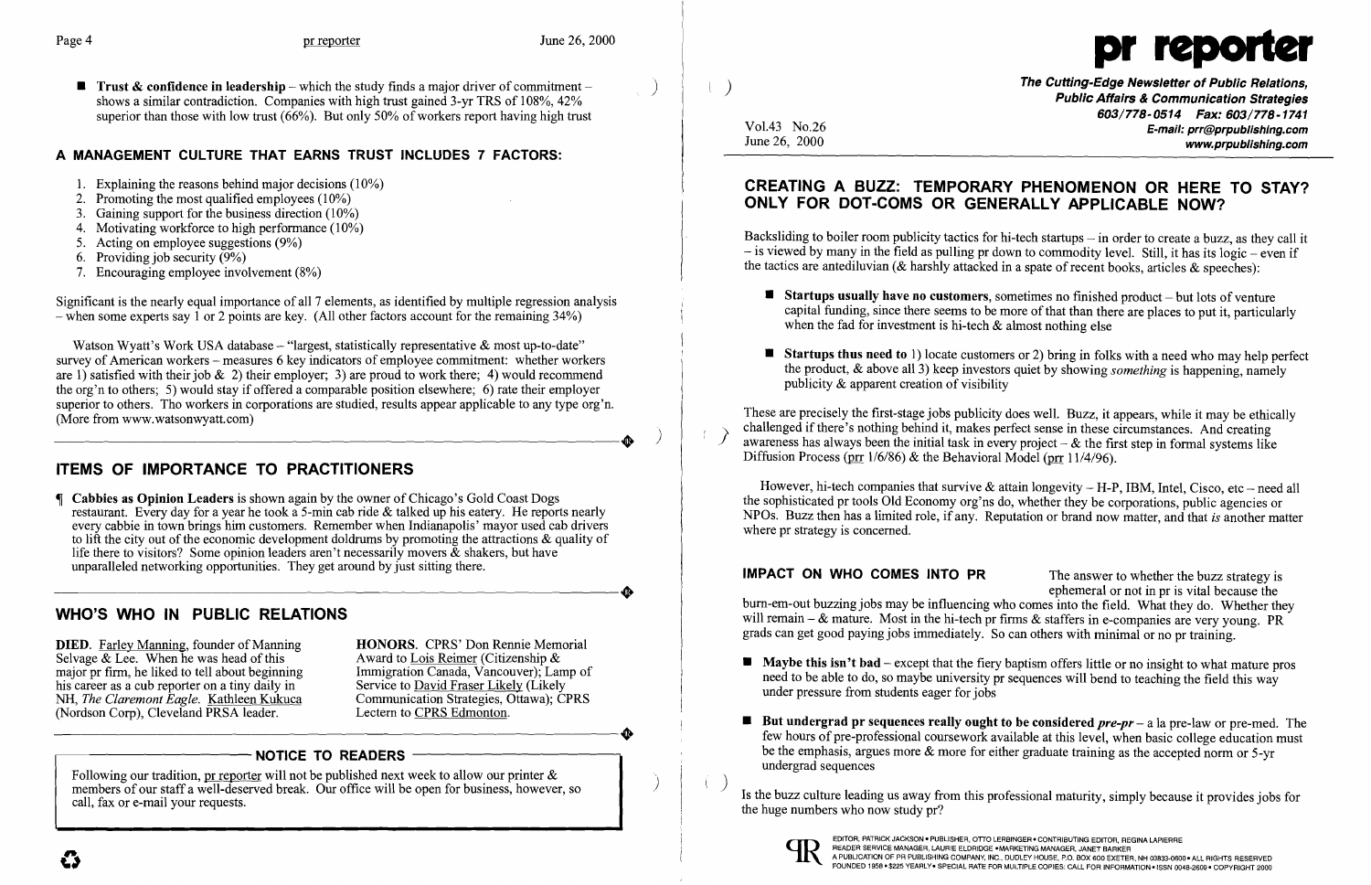■ **Trust & confidence in leadership** – which the study finds a major driver of commitment – shows a similar contradiction. Companies with high trust gained 3-yr TRS of 108%, 42% superior than those with low trust (66%). But only 50% of workers report having high trust

### A MANAGEMENT CULTURE THAT EARNS TRUST INCLUDES 7 FACTORS:

1. Explaining the reasons behind major decisions (10%)
2. Promoting the most qualified employees (10%)
3. Gaining support for the business direction (10%)
4. Motivating workforce to high performance (10%)
5. Acting on employee suggestions (9%)
6. Providing job security (9%)
7. Encouraging employee involvement (8%)

Significant is the nearly equal importance of all 7 elements, as identified by multiple regression analysis – when some experts say 1 or 2 points are key. (All other factors account for the remaining 34%)

Watson Wyatt's Work USA database – "largest, statistically representative & most up-to-date" survey of American workers – measures 6 key indicators of employee commitment: whether workers are 1) satisfied with their job & 2) their employer; 3) are proud to work there; 4) would recommend the org'n to others; 5) would stay if offered a comparable position elsewhere; 6) rate their employer superior to others. Tho workers in corporations are studied, results appear applicable to any type org'n. (More from www.watsonwyatt.com)

## ITEMS OF IMPORTANCE TO PRACTITIONERS

¶ **Cabbies as Opinion Leaders** is shown again by the owner of Chicago's Gold Coast Dogs restaurant. Every day for a year he took a 5-min cab ride & talked up his eatery. He reports nearly every cabbie in town brings him customers. Remember when Indianapolis' mayor used cab drivers to lift the city out of the economic development doldrums by promoting the attractions & quality of life there to visitors? Some opinion leaders aren't necessarily movers & shakers, but have unparalleled networking opportunities. They get around by just sitting there.

## WHO'S WHO IN PUBLIC RELATIONS

**DIED.** Farley Manning, founder of Manning Selvage & Lee. When he was head of this major pr firm, he liked to tell about beginning his career as a cub reporter on a tiny daily in NH, *The Claremont Eagle*. Kathleen Kukuca (Nordson Corp), Cleveland PRSA leader.

**HONORS.** CPRS' Don Rennie Memorial Award to Lois Reimer (Citizenship & Immigration Canada, Vancouver); Lamp of Service to David Fraser Likely (Likely Communication Strategies, Ottawa); CPRS Lectern to CPRS Edmonton.

### NOTICE TO READERS

Following our tradition, pr reporter will not be published next week to allow our printer & members of our staff a well-deserved break. Our office will be open for business, however, so call, fax or e-mail your requests.

# pr reporter

**The Cutting-Edge Newsletter of Public Relations, Public Affairs & Communication Strategies**
603/778-0514 Fax: 603/778-1741
E-mail: prr@prpublishing.com
www.prpublishing.com

Vol.43 No.26
June 26, 2000

## CREATING A BUZZ: TEMPORARY PHENOMENON OR HERE TO STAY? ONLY FOR DOT-COMS OR GENERALLY APPLICABLE NOW?

Backsliding to boiler room publicity tactics for hi-tech startups – in order to create a buzz, as they call it – is viewed by many in the field as pulling pr down to commodity level. Still, it has its logic – even if the tactics are antediluvian (& harshly attacked in a spate of recent books, articles & speeches):

■ **Startups usually have no customers**, sometimes no finished product – but lots of venture capital funding, since there seems to be more of that than there are places to put it, particularly when the fad for investment is hi-tech & almost nothing else

■ **Startups thus need to** 1) locate customers or 2) bring in folks with a need who may help perfect the product, & above all 3) keep investors quiet by showing *something* is happening, namely publicity & apparent creation of visibility

These are precisely the first-stage jobs publicity does well. Buzz, it appears, while it may be ethically challenged if there's nothing behind it, makes perfect sense in these circumstances. And creating awareness has always been the initial task in every project – & the first step in formal systems like Diffusion Process (prr 1/6/86) & the Behavioral Model (prr 11/4/96).

However, hi-tech companies that survive & attain longevity – H-P, IBM, Intel, Cisco, etc – need all the sophisticated pr tools Old Economy org'ns do, whether they be corporations, public agencies or NPOs. Buzz then has a limited role, if any. Reputation or brand now matter, and that *is* another matter where pr strategy is concerned.

**IMPACT ON WHO COMES INTO PR** The answer to whether the buzz strategy is ephemeral or not in pr is vital because the burn-em-out buzzing jobs may be influencing who comes into the field. What they do. Whether they will remain – & mature. Most in the hi-tech pr firms & staffers in e-companies are very young. PR grads can get good paying jobs immediately. So can others with minimal or no pr training.

■ **Maybe this isn't bad** – except that the fiery baptism offers little or no insight to what mature pros need to be able to do, so maybe university pr sequences will bend to teaching the field this way under pressure from students eager for jobs

■ **But undergrad pr sequences really ought to be considered** ***pre-pr*** – a la pre-law or pre-med. The few hours of pre-professional coursework available at this level, when basic college education must be the emphasis, argues more & more for either graduate training as the accepted norm or 5-yr undergrad sequences

Is the buzz culture leading us away from this professional maturity, simply because it provides jobs for the huge numbers who now study pr?

EDITOR, PATRICK JACKSON • PUBLISHER, OTTO LERBINGER • CONTRIBUTING EDITOR, REGINA LAPIERRE
READER SERVICE MANAGER, LAURIE ELDRIDGE • MARKETING MANAGER, JANET BARKER
A PUBLICATION OF PR PUBLISHING COMPANY, INC., DUDLEY HOUSE, P.O. BOX 600 EXETER, NH 03833-0600 • ALL RIGHTS RESERVED
FOUNDED 1958 • $225 YEARLY • SPECIAL RATE FOR MULTIPLE COPIES: CALL FOR INFORMATION • ISSN 0048-2609 • COPYRIGHT 2000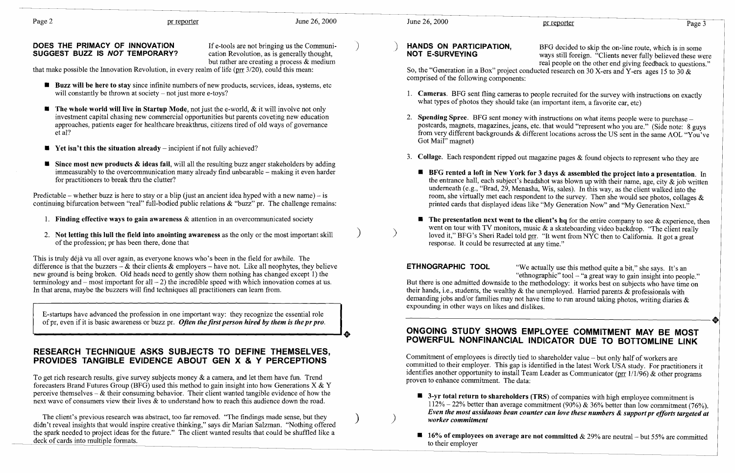## DOES THE PRIMACY OF INNOVATION SUGGEST BUZZ IS *NOT* TEMPORARY?

If e-tools are not bringing us the Communication Revolution, as is generally thought, but rather are creating a process & medium that make possible the Innovation Revolution, in every realm of life (prr 3/20), could this mean:

- **Buzz will be here to stay** since infinite numbers of new products, services, ideas, systems, etc will constantly be thrown at society – not just more e-toys?
- **The whole world will live in Startup Mode**, not just the e-world, & it will involve not only investment capital chasing new commercial opportunities but parents coveting new education approaches, patients eager for healthcare breakthrus, citizens tired of old ways of governance et al?
- **Yet isn't this the situation already** – incipient if not fully achieved?
- **Since most new products & ideas fail**, will all the resulting buzz anger stakeholders by adding immeasurably to the overcommunication many already find unbearable – making it even harder for practitioners to break thru the clutter?

Predictable – whether buzz is here to stay or a blip (just an ancient idea hyped with a new name) – is continuing bifurcation between "real" full-bodied public relations & "buzz" pr. The challenge remains:

1. **Finding effective ways to gain awareness** & attention in an overcommunicated society
2. **Not letting this lull the field into anointing awareness** as the only or the most important skill of the profession; pr has been there, done that

This is truly déjà vu all over again, as everyone knows who's been in the field for awhile. The difference is that the buzzers – & their clients & employers – have not. Like all neophytes, they believe new ground is being broken. Old heads need to gently show them nothing has changed except 1) the terminology and – most important for all – 2) the incredible speed with which innovation comes at us. In that arena, maybe the buzzers will find techniques all practitioners can learn from.

> E-startups have advanced the profession in one important way: they recognize the essential role of pr, even if it is basic awareness or buzz pr. ***Often the first person hired by them is the pr pro.***

## RESEARCH TECHNIQUE ASKS SUBJECTS TO DEFINE THEMSELVES, PROVIDES TANGIBLE EVIDENCE ABOUT GEN X & Y PERCEPTIONS

To get rich research results, give survey subjects money & a camera, and let them have fun. Trend forecasters Brand Futures Group (BFG) used this method to gain insight into how Generations X & Y perceive themselves – & their consuming behavior. Their client wanted tangible evidence of how the next wave of consumers view their lives & to understand how to reach this audience down the road.

The client's previous research was abstract, too far removed. "The findings made sense, but they didn't reveal insights that would inspire creative thinking," says dir Marian Salzman. "Nothing offered the spark needed to project ideas for the future." The client wanted results that could be shuffled like a deck of cards into multiple formats.

### HANDS ON PARTICIPATION, NOT E-SURVEYING

BFG decided to skip the on-line route, which is in some ways still foreign. "Clients never fully believed these were real people on the other end giving feedback to questions."

So, the "Generation in a Box" project conducted research on 30 X-ers and Y-ers ages 15 to 30 & comprised of the following components:

1. **Cameras**. BFG sent fling cameras to people recruited for the survey with instructions on exactly what types of photos they should take (an important item, a favorite car, etc)
2. **Spending Spree**. BFG sent money with instructions on what items people were to purchase – postcards, magnets, magazines, jeans, etc. that would "represent who you are." (Side note: 8 guys from very different backgrounds & different locations across the US sent in the same AOL "You've Got Mail" magnet)
3. **Collage**. Each respondent ripped out magazine pages & found objects to represent who they are

- **BFG rented a loft in New York for 3 days & assembled the project into a presentation**. In the entrance hall, each subject's headshot was blown up with their name, age, city & job written underneath (e.g., "Brad, 29, Menasha, Wis, sales). In this way, as the client walked into the room, she virtually met each respondent to the survey. Then she would see photos, collages & printed cards that displayed ideas like "My Generation Now" and "My Generation Next."
- **The presentation next went to the client's hq** for the entire company to see & experience, then went on tour with TV monitors, music & a skateboarding video backdrop. "The client really loved it," BFG's Sheri Radel told prr. "It went from NYC then to California. It got a great response. It could be resurrected at any time."

### ETHNOGRAPHIC TOOL

"We actually use this method quite a bit," she says. It's an "ethnographic" tool – "a great way to gain insight into people." But there is one admitted downside to the methodology: it works best on subjects who have time on their hands, i.e., students, the wealthy & the unemployed. Harried parents & professionals with demanding jobs and/or families may not have time to run around taking photos, writing diaries & expounding in other ways on likes and dislikes.

## ONGOING STUDY SHOWS EMPLOYEE COMMITMENT MAY BE MOST POWERFUL NONFINANCIAL INDICATOR DUE TO BOTTOMLINE LINK

Commitment of employees is directly tied to shareholder value – but only half of workers are committed to their employer. This gap is identified in the latest Work USA study. For practitioners it identifies another opportunity to install Team Leader as Communicator (prr 1/1/96) & other programs proven to enhance commitment. The data:

- **3-yr total return to shareholders (TRS)** of companies with high employee commitment is 112% – 22% better than average commitment (90%) & 36% better than low commitment (76%). ***Even the most assiduous bean counter can love these numbers & support pr efforts targeted at worker commitment***
- **16% of employees on average are not committed** & 29% are neutral – but 55% are committed to their employer